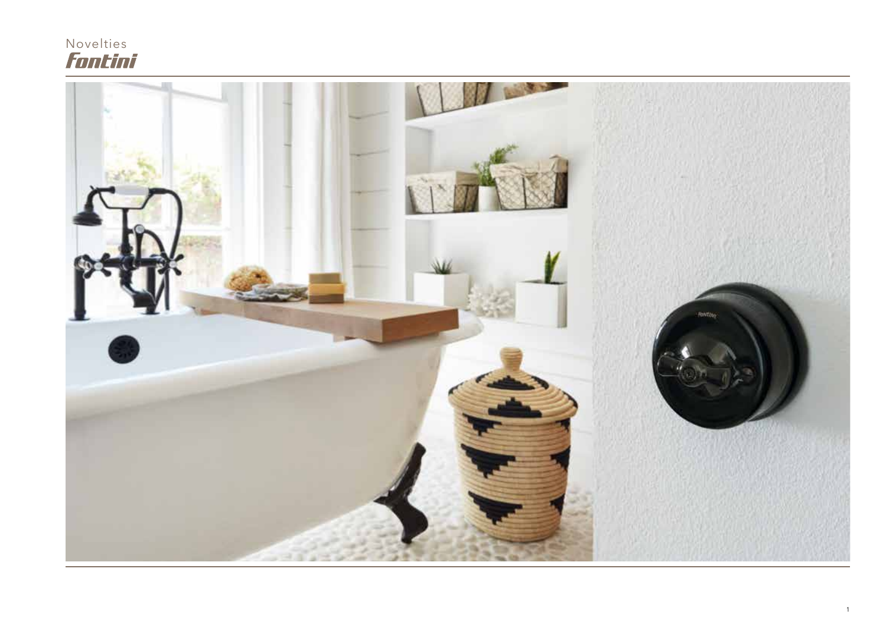Novelties

# Fontini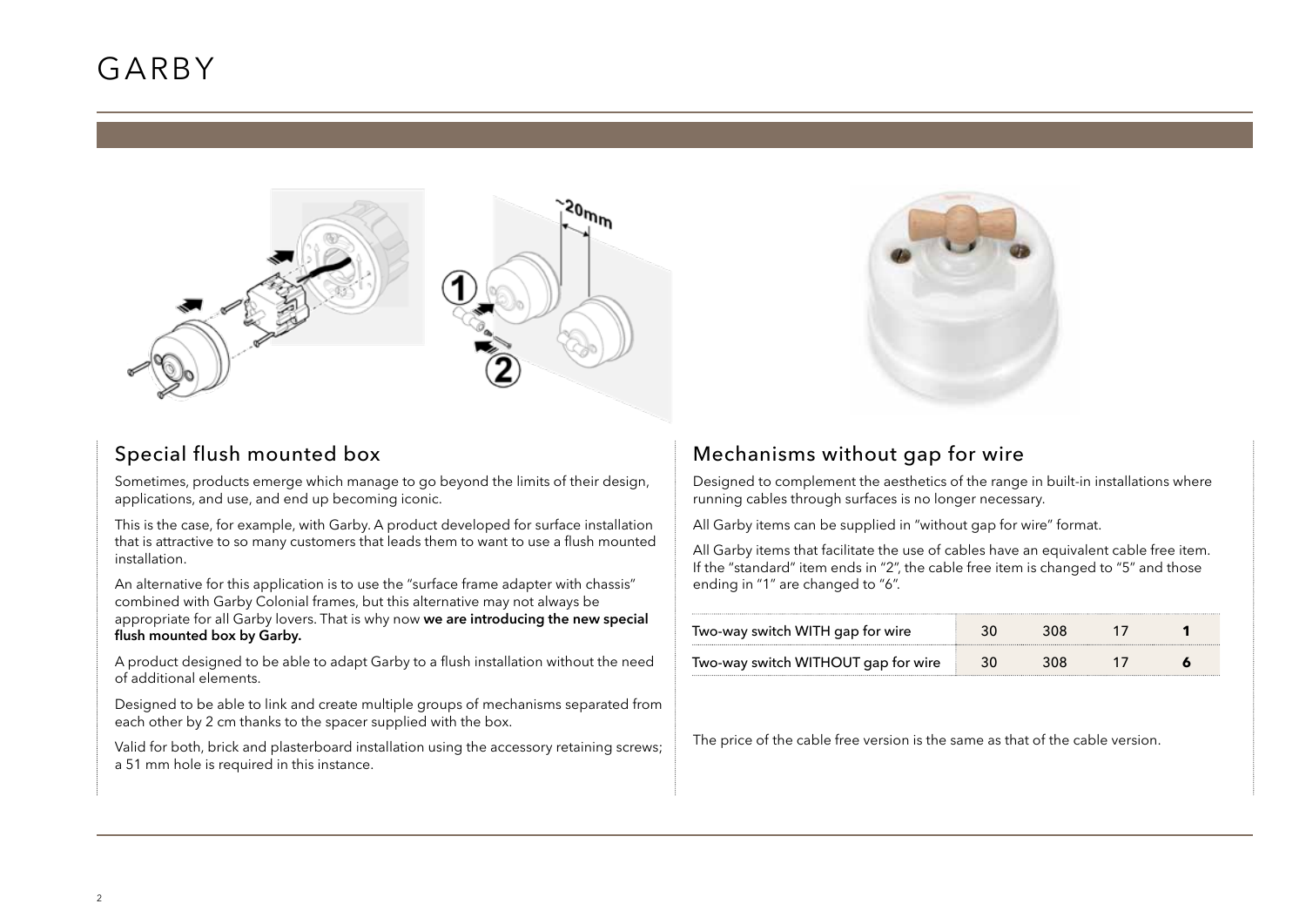# GARBY

## Special flush mounted box

Sometimes, products emerge which manage to go beyond the limits of their design, applications, and use, and end up becoming iconic.

This is the case, for example, with Garby. A product developed for surface installation that is attractive to so many customers that leads them to want to use a flush mounted installation.

An alternative for this application is to use the "surface frame adapter with chassis" combined with Garby Colonial frames, but this alternative may not always be appropriate for all Garby lovers. That is why now **we are introducing the new special flush mounted box by Garby.**

A product designed to be able to adapt Garby to a flush installation without the need of additional elements.

Designed to be able to link and create multiple groups of mechanisms separated from each other by 2 cm thanks to the spacer supplied with the box.

Valid for both, brick and plasterboard installation using the accessory retaining screws; a 51 mm hole is required in this instance.

## Mechanisms without gap for wire

Designed to complement the aesthetics of the range in built-in installations where running cables through surfaces is no longer necessary.

All Garby items can be supplied in "without gap for wire" format.

All Garby items that facilitate the use of cables have an equivalent cable free item. If the "standard" item ends in "2", the cable free item is changed to "5" and those ending in "1" are changed to "6".

| | | | | |
|---|---|---|---|---|
| Two-way switch WITH gap for wire | 30 | 308 | 17 | **1** |
| Two-way switch WITHOUT gap for wire | 30 | 308 | 17 | **6** |

The price of the cable free version is the same as that of the cable version.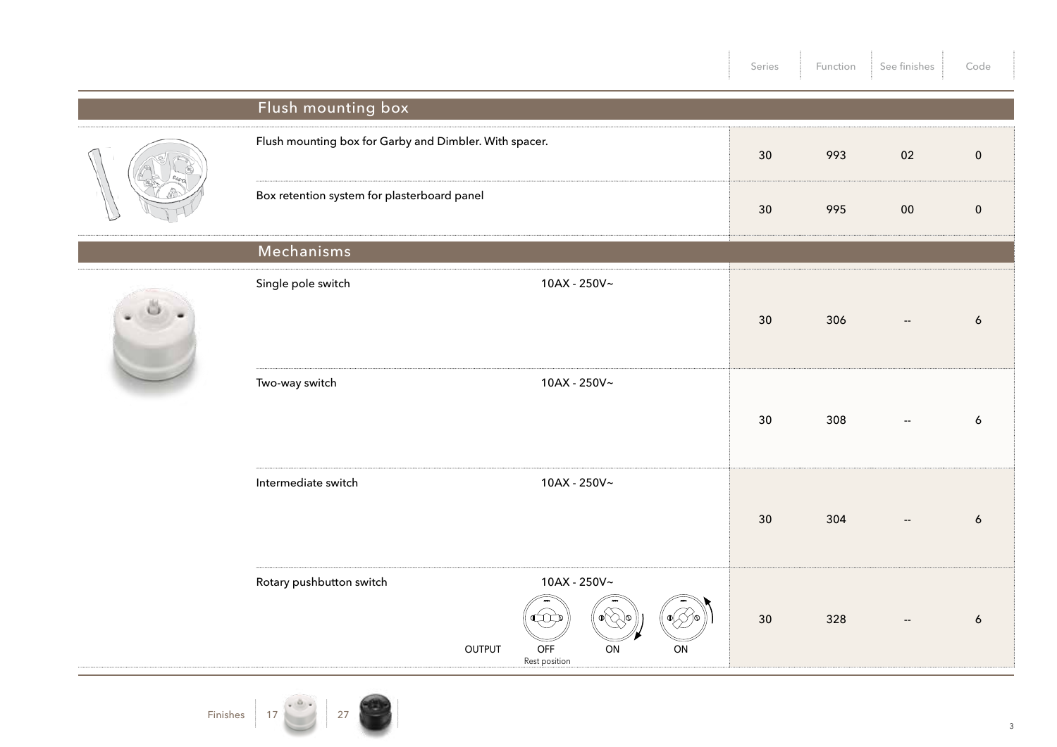| | Series | Function | See finishes | Code |
|---|---|---|---|---|
| **Flush mounting box** | | | | |
| Flush mounting box for Garby and Dimbler. With spacer. | 30 | 993 | 02 | 0 |
| Box retention system for plasterboard panel | 30 | 995 | 00 | 0 |
| **Mechanisms** | | | | |
| Single pole switch — 10AX - 250V~ | 30 | 306 | -- | 6 |
| Two-way switch — 10AX - 250V~ | 30 | 308 | -- | 6 |
| Intermediate switch — 10AX - 250V~ | 30 | 304 | -- | 6 |
| Rotary pushbutton switch — 10AX - 250V~ (OUTPUT: OFF Rest position / ON / ON) | 30 | 328 | -- | 6 |

Finishes: 17 | 27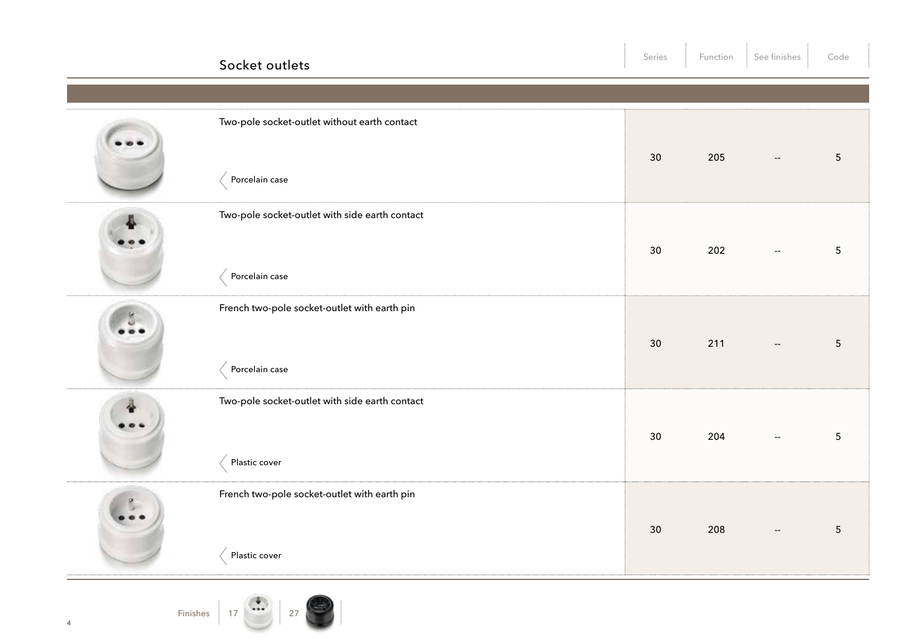## Socket outlets

| Description | Series | Function | See finishes | Code |
|---|---|---|---|---|
| Two-pole socket-outlet without earth contact<br>Porcelain case | 30 | 205 | -- | 5 |
| Two-pole socket-outlet with side earth contact<br>Porcelain case | 30 | 202 | -- | 5 |
| French two-pole socket-outlet with earth pin<br>Porcelain case | 30 | 211 | -- | 5 |
| Two-pole socket-outlet with side earth contact<br>Plastic cover | 30 | 204 | -- | 5 |
| French two-pole socket-outlet with earth pin<br>Plastic cover | 30 | 208 | -- | 5 |

Finishes | 17 | 27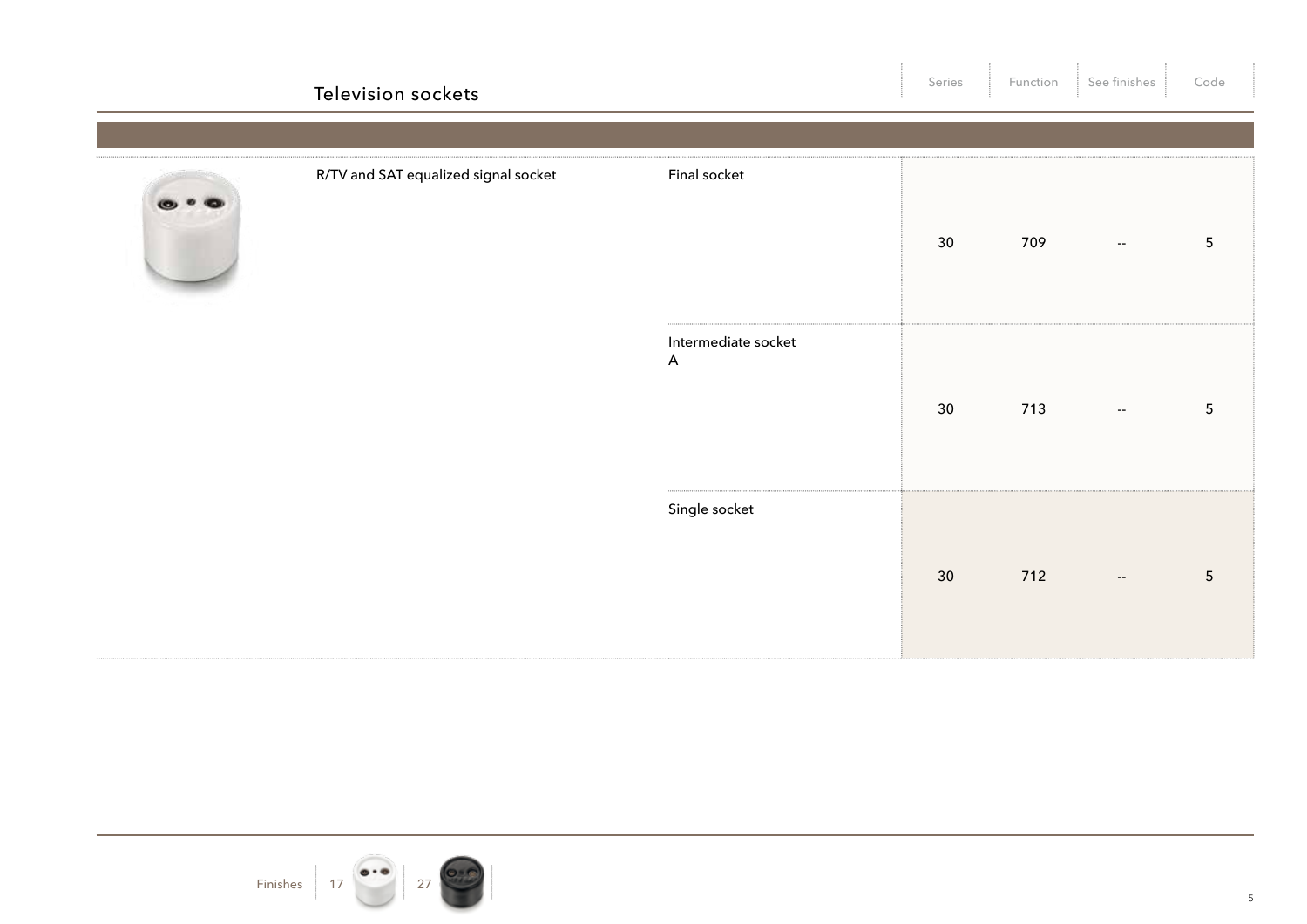## Television sockets

| | | Series | Function | See finishes | Code |
|---|---|---|---|---|---|
| R/TV and SAT equalized signal socket | Final socket | 30 | 709 | -- | 5 |
| | Intermediate socket A | 30 | 713 | -- | 5 |
| | Single socket | 30 | 712 | -- | 5 |

Finishes | 17 | 27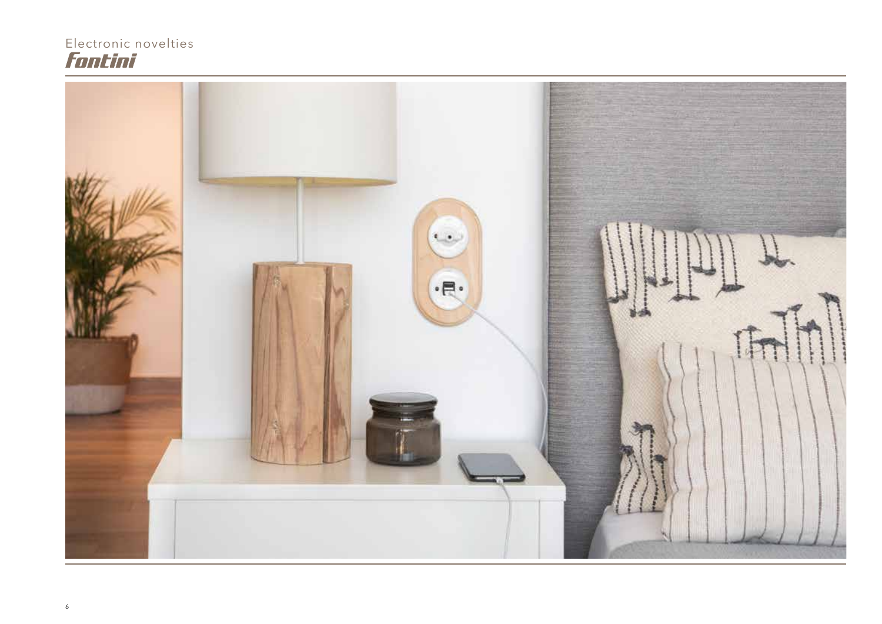Electronic novelties

Fontini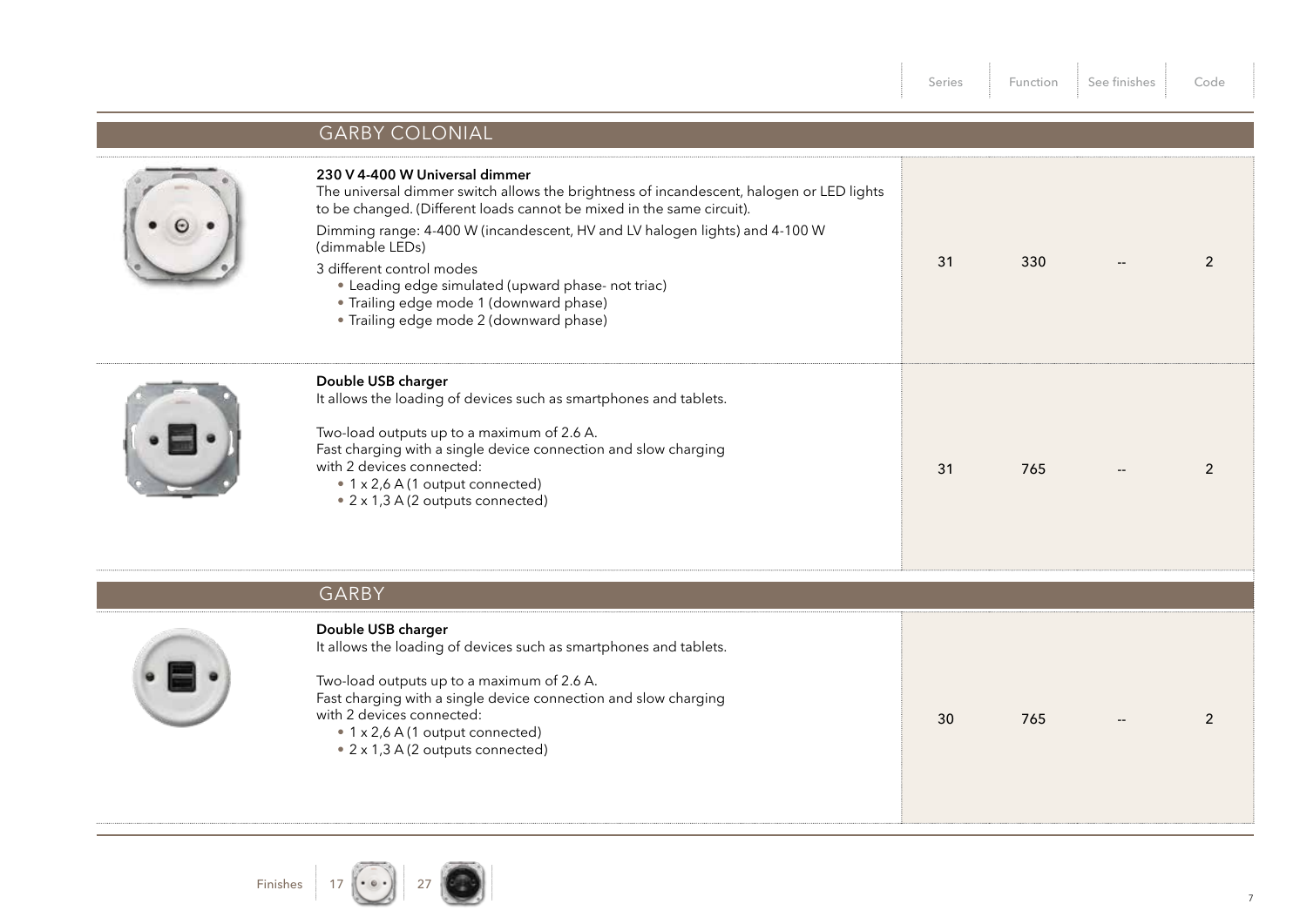| | Series | Function | See finishes | Code |
|---|---|---|---|---|

## GARBY COLONIAL

| Product | Series | Function | See finishes | Code |
|---|---|---|---|---|
| **230 V 4-400 W Universal dimmer**<br>The universal dimmer switch allows the brightness of incandescent, halogen or LED lights to be changed. (Different loads cannot be mixed in the same circuit).<br>Dimming range: 4-400 W (incandescent, HV and LV halogen lights) and 4-100 W (dimmable LEDs)<br>3 different control modes<br>• Leading edge simulated (upward phase- not triac)<br>• Trailing edge mode 1 (downward phase)<br>• Trailing edge mode 2 (downward phase) | 31 | 330 | -- | 2 |
| **Double USB charger**<br>It allows the loading of devices such as smartphones and tablets.<br>Two-load outputs up to a maximum of 2.6 A.<br>Fast charging with a single device connection and slow charging with 2 devices connected:<br>• 1 x 2,6 A (1 output connected)<br>• 2 x 1,3 A (2 outputs connected) | 31 | 765 | -- | 2 |

## GARBY

| Product | Series | Function | See finishes | Code |
|---|---|---|---|---|
| **Double USB charger**<br>It allows the loading of devices such as smartphones and tablets.<br>Two-load outputs up to a maximum of 2.6 A.<br>Fast charging with a single device connection and slow charging with 2 devices connected:<br>• 1 x 2,6 A (1 output connected)<br>• 2 x 1,3 A (2 outputs connected) | 30 | 765 | -- | 2 |

Finishes | 17 | 27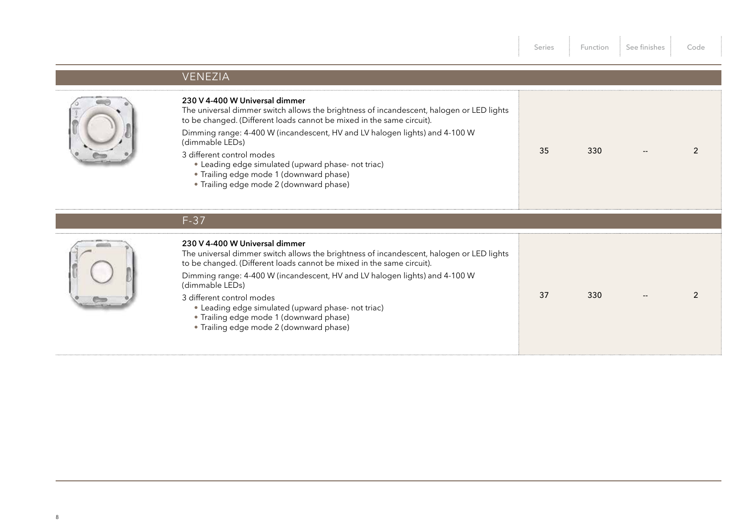| | Series | Function | See finishes | Code |
|---|---|---|---|---|

## VENEZIA

| | Series | Function | See finishes | Code |
|---|---|---|---|---|
| **230 V 4-400 W Universal dimmer**<br>The universal dimmer switch allows the brightness of incandescent, halogen or LED lights to be changed. (Different loads cannot be mixed in the same circuit).<br>Dimming range: 4-400 W (incandescent, HV and LV halogen lights) and 4-100 W (dimmable LEDs)<br>3 different control modes<br>• Leading edge simulated (upward phase- not triac)<br>• Trailing edge mode 1 (downward phase)<br>• Trailing edge mode 2 (downward phase) | 35 | 330 | -- | 2 |

## F-37

| | Series | Function | See finishes | Code |
|---|---|---|---|---|
| **230 V 4-400 W Universal dimmer**<br>The universal dimmer switch allows the brightness of incandescent, halogen or LED lights to be changed. (Different loads cannot be mixed in the same circuit).<br>Dimming range: 4-400 W (incandescent, HV and LV halogen lights) and 4-100 W (dimmable LEDs)<br>3 different control modes<br>• Leading edge simulated (upward phase- not triac)<br>• Trailing edge mode 1 (downward phase)<br>• Trailing edge mode 2 (downward phase) | 37 | 330 | -- | 2 |